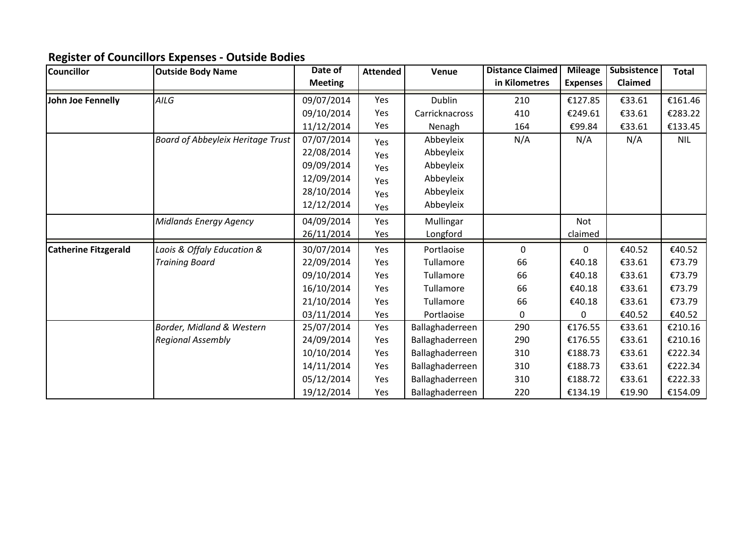## Register of Councillors Expenses - Outside Bodies

| Councillor | Outside Body Name | Date of Meeting | Attended | Venue | Distance Claimed in Kilometres | Mileage Expenses | Subsistence Claimed | Total |
|---|---|---|---|---|---|---|---|---|
| **John Joe Fennelly** | *AILG* | 09/07/2014 | Yes | Dublin | 210 | €127.85 | €33.61 | €161.46 |
| | | 09/10/2014 | Yes | Carricknacross | 410 | €249.61 | €33.61 | €283.22 |
| | | 11/12/2014 | Yes | Nenagh | 164 | €99.84 | €33.61 | €133.45 |
| | *Board of Abbeyleix Heritage Trust* | 07/07/2014 | Yes | Abbeyleix | N/A | N/A | N/A | NIL |
| | | 22/08/2014 | Yes | Abbeyleix | | | | |
| | | 09/09/2014 | Yes | Abbeyleix | | | | |
| | | 12/09/2014 | Yes | Abbeyleix | | | | |
| | | 28/10/2014 | Yes | Abbeyleix | | | | |
| | | 12/12/2014 | Yes | Abbeyleix | | | | |
| | *Midlands Energy Agency* | 04/09/2014 | Yes | Mullingar | | Not | | |
| | | 26/11/2014 | Yes | Longford | | claimed | | |
| **Catherine Fitzgerald** | *Laois & Offaly Education & Training Board* | 30/07/2014 | Yes | Portlaoise | 0 | 0 | €40.52 | €40.52 |
| | | 22/09/2014 | Yes | Tullamore | 66 | €40.18 | €33.61 | €73.79 |
| | | 09/10/2014 | Yes | Tullamore | 66 | €40.18 | €33.61 | €73.79 |
| | | 16/10/2014 | Yes | Tullamore | 66 | €40.18 | €33.61 | €73.79 |
| | | 21/10/2014 | Yes | Tullamore | 66 | €40.18 | €33.61 | €73.79 |
| | | 03/11/2014 | Yes | Portlaoise | 0 | 0 | €40.52 | €40.52 |
| | *Border, Midland & Western Regional Assembly* | 25/07/2014 | Yes | Ballaghaderreen | 290 | €176.55 | €33.61 | €210.16 |
| | | 24/09/2014 | Yes | Ballaghaderreen | 290 | €176.55 | €33.61 | €210.16 |
| | | 10/10/2014 | Yes | Ballaghaderreen | 310 | €188.73 | €33.61 | €222.34 |
| | | 14/11/2014 | Yes | Ballaghaderreen | 310 | €188.73 | €33.61 | €222.34 |
| | | 05/12/2014 | Yes | Ballaghaderreen | 310 | €188.72 | €33.61 | €222.33 |
| | | 19/12/2014 | Yes | Ballaghaderreen | 220 | €134.19 | €19.90 | €154.09 |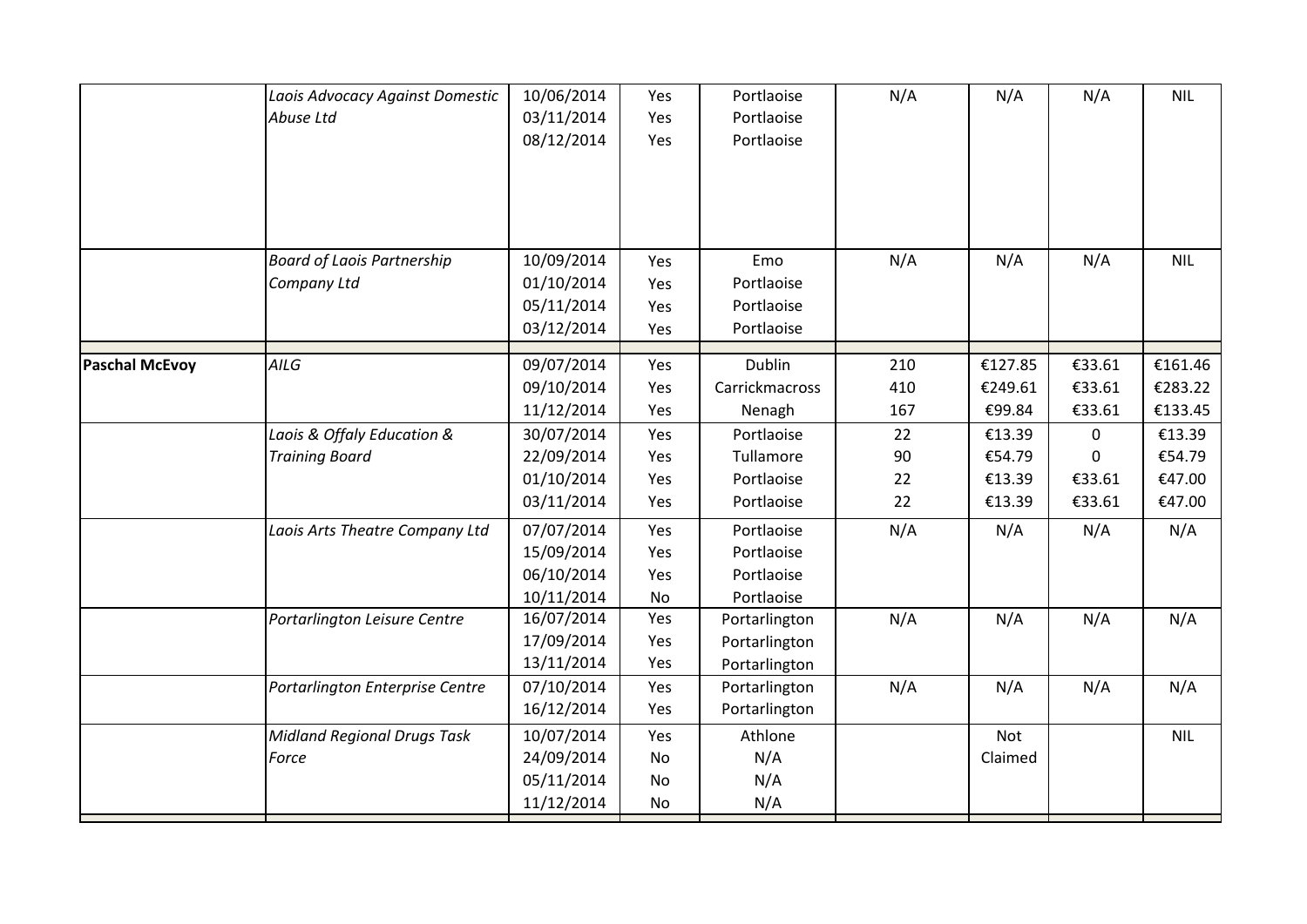| | | | | | | | | |
|---|---|---|---|---|---|---|---|---|
| | *Laois Advocacy Against Domestic Abuse Ltd* | 10/06/2014<br>03/11/2014<br>08/12/2014 | Yes<br>Yes<br>Yes | Portlaoise<br>Portlaoise<br>Portlaoise | N/A | N/A | N/A | NIL |
| | *Board of Laois Partnership Company Ltd* | 10/09/2014<br>01/10/2014<br>05/11/2014<br>03/12/2014 | Yes<br>Yes<br>Yes<br>Yes | Emo<br>Portlaoise<br>Portlaoise<br>Portlaoise | N/A | N/A | N/A | NIL |
| **Paschal McEvoy** | *AILG* | 09/07/2014<br>09/10/2014<br>11/12/2014 | Yes<br>Yes<br>Yes | Dublin<br>Carrickmacross<br>Nenagh | 210<br>410<br>167 | €127.85<br>€249.61<br>€99.84 | €33.61<br>€33.61<br>€33.61 | €161.46<br>€283.22<br>€133.45 |
| | *Laois & Offaly Education & Training Board* | 30/07/2014<br>22/09/2014<br>01/10/2014<br>03/11/2014 | Yes<br>Yes<br>Yes<br>Yes | Portlaoise<br>Tullamore<br>Portlaoise<br>Portlaoise | 22<br>90<br>22<br>22 | €13.39<br>€54.79<br>€13.39<br>€13.39 | 0<br>0<br>€33.61<br>€33.61 | €13.39<br>€54.79<br>€47.00<br>€47.00 |
| | *Laois Arts Theatre Company Ltd* | 07/07/2014<br>15/09/2014<br>06/10/2014<br>10/11/2014 | Yes<br>Yes<br>Yes<br>No | Portlaoise<br>Portlaoise<br>Portlaoise<br>Portlaoise | N/A | N/A | N/A | N/A |
| | *Portarlington Leisure Centre* | 16/07/2014<br>17/09/2014<br>13/11/2014 | Yes<br>Yes<br>Yes | Portarlington<br>Portarlington<br>Portarlington | N/A | N/A | N/A | N/A |
| | *Portarlington Enterprise Centre* | 07/10/2014<br>16/12/2014 | Yes<br>Yes | Portarlington<br>Portarlington | N/A | N/A | N/A | N/A |
| | *Midland Regional Drugs Task Force* | 10/07/2014<br>24/09/2014<br>05/11/2014<br>11/12/2014 | Yes<br>No<br>No<br>No | Athlone<br>N/A<br>N/A<br>N/A | | Not Claimed | | NIL |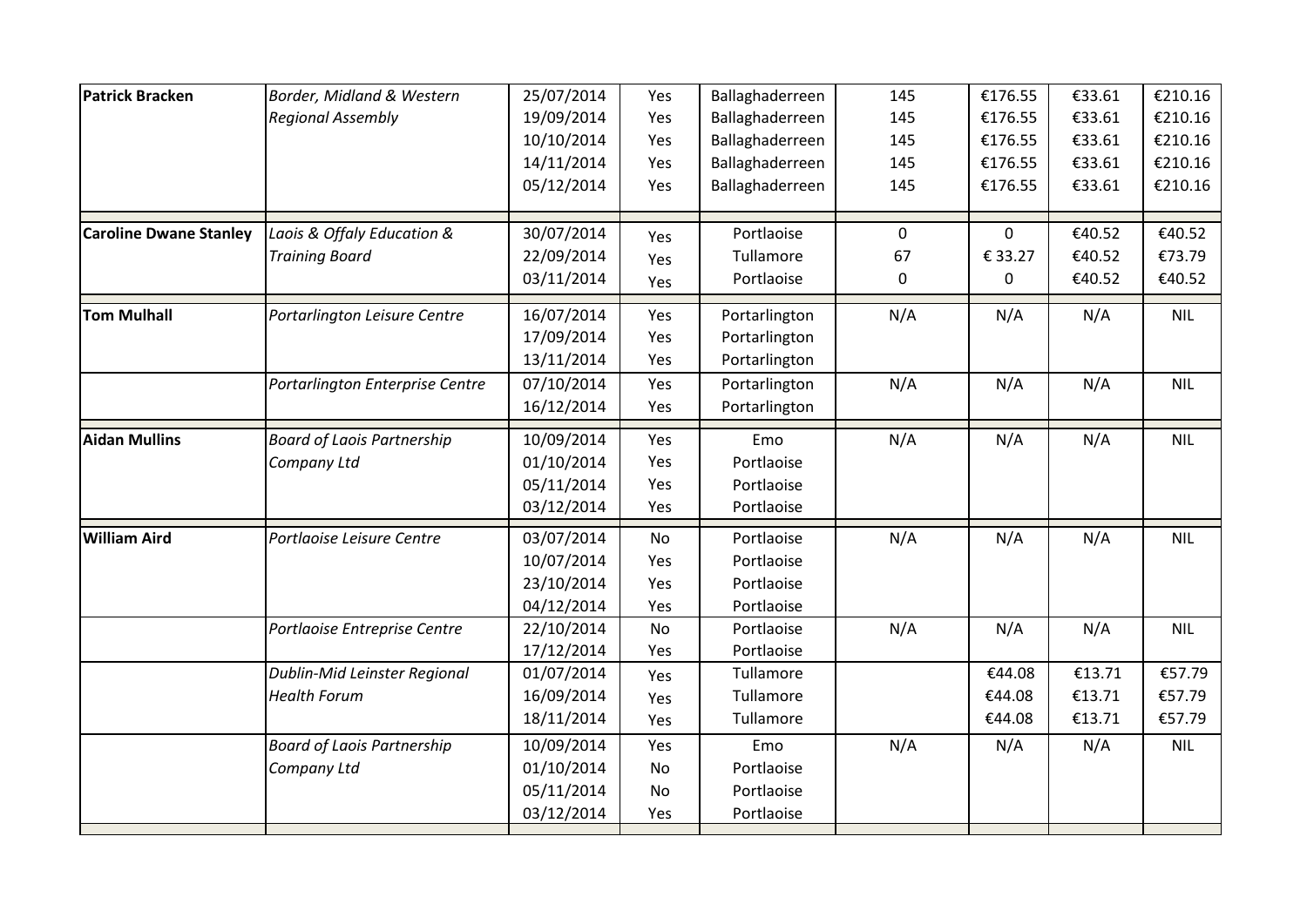| | | | | | | | | |
|---|---|---|---|---|---|---|---|---|
| **Patrick Bracken** | *Border, Midland & Western Regional Assembly* | 25/07/2014 | Yes | Ballaghaderreen | 145 | €176.55 | €33.61 | €210.16 |
| | | 19/09/2014 | Yes | Ballaghaderreen | 145 | €176.55 | €33.61 | €210.16 |
| | | 10/10/2014 | Yes | Ballaghaderreen | 145 | €176.55 | €33.61 | €210.16 |
| | | 14/11/2014 | Yes | Ballaghaderreen | 145 | €176.55 | €33.61 | €210.16 |
| | | 05/12/2014 | Yes | Ballaghaderreen | 145 | €176.55 | €33.61 | €210.16 |
| **Caroline Dwane Stanley** | *Laois & Offaly Education & Training Board* | 30/07/2014 | Yes | Portlaoise | 0 | 0 | €40.52 | €40.52 |
| | | 22/09/2014 | Yes | Tullamore | 67 | € 33.27 | €40.52 | €73.79 |
| | | 03/11/2014 | Yes | Portlaoise | 0 | 0 | €40.52 | €40.52 |
| **Tom Mulhall** | *Portarlington Leisure Centre* | 16/07/2014 | Yes | Portarlington | N/A | N/A | N/A | NIL |
| | | 17/09/2014 | Yes | Portarlington | | | | |
| | | 13/11/2014 | Yes | Portarlington | | | | |
| | *Portarlington Enterprise Centre* | 07/10/2014 | Yes | Portarlington | N/A | N/A | N/A | NIL |
| | | 16/12/2014 | Yes | Portarlington | | | | |
| **Aidan Mullins** | *Board of Laois Partnership Company Ltd* | 10/09/2014 | Yes | Emo | N/A | N/A | N/A | NIL |
| | | 01/10/2014 | Yes | Portlaoise | | | | |
| | | 05/11/2014 | Yes | Portlaoise | | | | |
| | | 03/12/2014 | Yes | Portlaoise | | | | |
| **William Aird** | *Portlaoise Leisure Centre* | 03/07/2014 | No | Portlaoise | N/A | N/A | N/A | NIL |
| | | 10/07/2014 | Yes | Portlaoise | | | | |
| | | 23/10/2014 | Yes | Portlaoise | | | | |
| | | 04/12/2014 | Yes | Portlaoise | | | | |
| | *Portlaoise Entreprise Centre* | 22/10/2014 | No | Portlaoise | N/A | N/A | N/A | NIL |
| | | 17/12/2014 | Yes | Portlaoise | | | | |
| | *Dublin-Mid Leinster Regional Health Forum* | 01/07/2014 | Yes | Tullamore | | €44.08 | €13.71 | €57.79 |
| | | 16/09/2014 | Yes | Tullamore | | €44.08 | €13.71 | €57.79 |
| | | 18/11/2014 | Yes | Tullamore | | €44.08 | €13.71 | €57.79 |
| | *Board of Laois Partnership Company Ltd* | 10/09/2014 | Yes | Emo | N/A | N/A | N/A | NIL |
| | | 01/10/2014 | No | Portlaoise | | | | |
| | | 05/11/2014 | No | Portlaoise | | | | |
| | | 03/12/2014 | Yes | Portlaoise | | | | |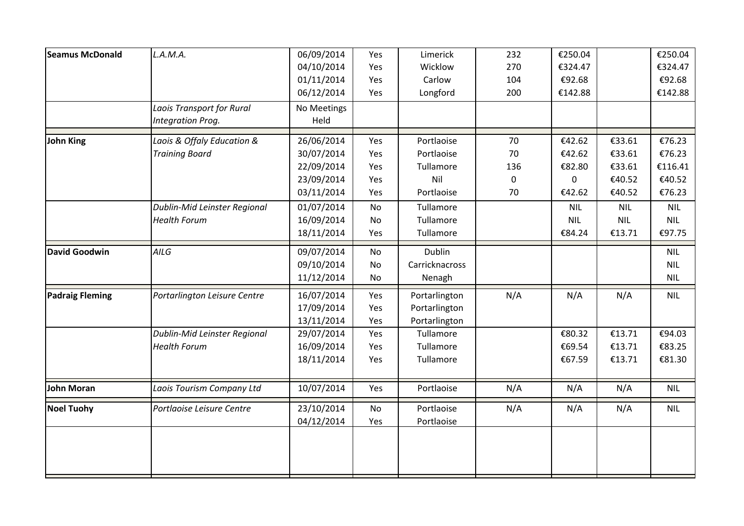| | | | | | | | | |
|---|---|---|---|---|---|---|---|---|
| **Seamus McDonald** | *L.A.M.A.* | 06/09/2014 | Yes | Limerick | 232 | €250.04 | | €250.04 |
| | | 04/10/2014 | Yes | Wicklow | 270 | €324.47 | | €324.47 |
| | | 01/11/2014 | Yes | Carlow | 104 | €92.68 | | €92.68 |
| | | 06/12/2014 | Yes | Longford | 200 | €142.88 | | €142.88 |
| | *Laois Transport for Rural Integration Prog.* | No Meetings Held | | | | | | |
| **John King** | *Laois & Offaly Education & Training Board* | 26/06/2014 | Yes | Portlaoise | 70 | €42.62 | €33.61 | €76.23 |
| | | 30/07/2014 | Yes | Portlaoise | 70 | €42.62 | €33.61 | €76.23 |
| | | 22/09/2014 | Yes | Tullamore | 136 | €82.80 | €33.61 | €116.41 |
| | | 23/09/2014 | Yes | Nil | 0 | 0 | €40.52 | €40.52 |
| | | 03/11/2014 | Yes | Portlaoise | 70 | €42.62 | €40.52 | €76.23 |
| | *Dublin-Mid Leinster Regional Health Forum* | 01/07/2014 | No | Tullamore | | NIL | NIL | NIL |
| | | 16/09/2014 | No | Tullamore | | NIL | NIL | NIL |
| | | 18/11/2014 | Yes | Tullamore | | €84.24 | €13.71 | €97.75 |
| **David Goodwin** | *AILG* | 09/07/2014 | No | Dublin | | | | NIL |
| | | 09/10/2014 | No | Carricknacross | | | | NIL |
| | | 11/12/2014 | No | Nenagh | | | | NIL |
| **Padraig Fleming** | *Portarlington Leisure Centre* | 16/07/2014 | Yes | Portarlington | N/A | N/A | N/A | NIL |
| | | 17/09/2014 | Yes | Portarlington | | | | |
| | | 13/11/2014 | Yes | Portarlington | | | | |
| | *Dublin-Mid Leinster Regional Health Forum* | 29/07/2014 | Yes | Tullamore | | €80.32 | €13.71 | €94.03 |
| | | 16/09/2014 | Yes | Tullamore | | €69.54 | €13.71 | €83.25 |
| | | 18/11/2014 | Yes | Tullamore | | €67.59 | €13.71 | €81.30 |
| **John Moran** | *Laois Tourism Company Ltd* | 10/07/2014 | Yes | Portlaoise | N/A | N/A | N/A | NIL |
| **Noel Tuohy** | *Portlaoise Leisure Centre* | 23/10/2014 | No | Portlaoise | N/A | N/A | N/A | NIL |
| | | 04/12/2014 | Yes | Portlaoise | | | | |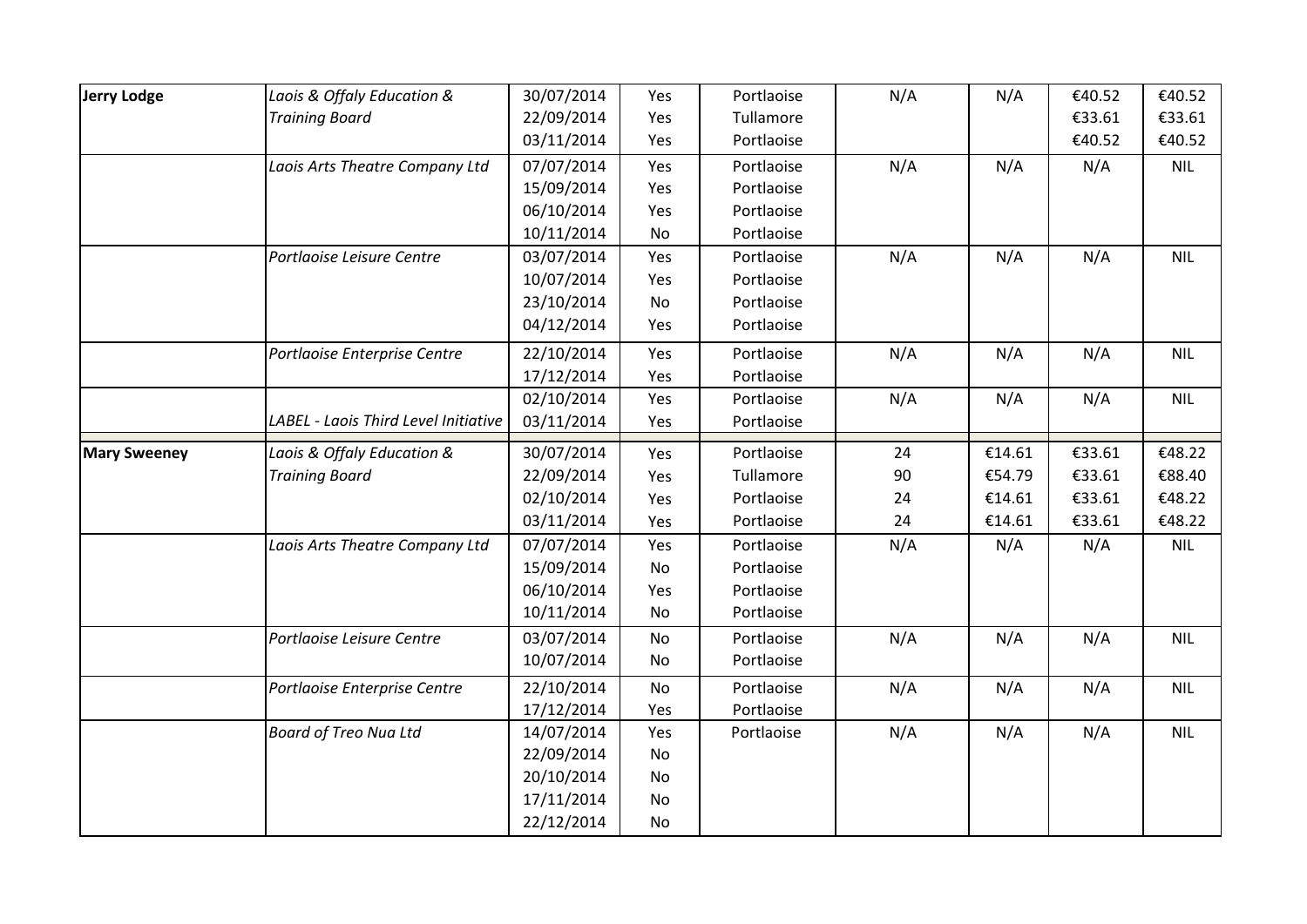| | | | | | | | | |
|---|---|---|---|---|---|---|---|---|
| **Jerry Lodge** | *Laois & Offaly Education & Training Board* | 30/07/2014 | Yes | Portlaoise | N/A | N/A | €40.52 | €40.52 |
| | | 22/09/2014 | Yes | Tullamore | | | €33.61 | €33.61 |
| | | 03/11/2014 | Yes | Portlaoise | | | €40.52 | €40.52 |
| | *Laois Arts Theatre Company Ltd* | 07/07/2014 | Yes | Portlaoise | N/A | N/A | N/A | NIL |
| | | 15/09/2014 | Yes | Portlaoise | | | | |
| | | 06/10/2014 | Yes | Portlaoise | | | | |
| | | 10/11/2014 | No | Portlaoise | | | | |
| | *Portlaoise Leisure Centre* | 03/07/2014 | Yes | Portlaoise | N/A | N/A | N/A | NIL |
| | | 10/07/2014 | Yes | Portlaoise | | | | |
| | | 23/10/2014 | No | Portlaoise | | | | |
| | | 04/12/2014 | Yes | Portlaoise | | | | |
| | *Portlaoise Enterprise Centre* | 22/10/2014 | Yes | Portlaoise | N/A | N/A | N/A | NIL |
| | | 17/12/2014 | Yes | Portlaoise | | | | |
| | *LABEL - Laois Third Level Initiative* | 02/10/2014 | Yes | Portlaoise | N/A | N/A | N/A | NIL |
| | | 03/11/2014 | Yes | Portlaoise | | | | |
| **Mary Sweeney** | *Laois & Offaly Education & Training Board* | 30/07/2014 | Yes | Portlaoise | 24 | €14.61 | €33.61 | €48.22 |
| | | 22/09/2014 | Yes | Tullamore | 90 | €54.79 | €33.61 | €88.40 |
| | | 02/10/2014 | Yes | Portlaoise | 24 | €14.61 | €33.61 | €48.22 |
| | | 03/11/2014 | Yes | Portlaoise | 24 | €14.61 | €33.61 | €48.22 |
| | *Laois Arts Theatre Company Ltd* | 07/07/2014 | Yes | Portlaoise | N/A | N/A | N/A | NIL |
| | | 15/09/2014 | No | Portlaoise | | | | |
| | | 06/10/2014 | Yes | Portlaoise | | | | |
| | | 10/11/2014 | No | Portlaoise | | | | |
| | *Portlaoise Leisure Centre* | 03/07/2014 | No | Portlaoise | N/A | N/A | N/A | NIL |
| | | 10/07/2014 | No | Portlaoise | | | | |
| | *Portlaoise Enterprise Centre* | 22/10/2014 | No | Portlaoise | N/A | N/A | N/A | NIL |
| | | 17/12/2014 | Yes | Portlaoise | | | | |
| | *Board of Treo Nua Ltd* | 14/07/2014 | Yes | Portlaoise | N/A | N/A | N/A | NIL |
| | | 22/09/2014 | No | | | | | |
| | | 20/10/2014 | No | | | | | |
| | | 17/11/2014 | No | | | | | |
| | | 22/12/2014 | No | | | | | |